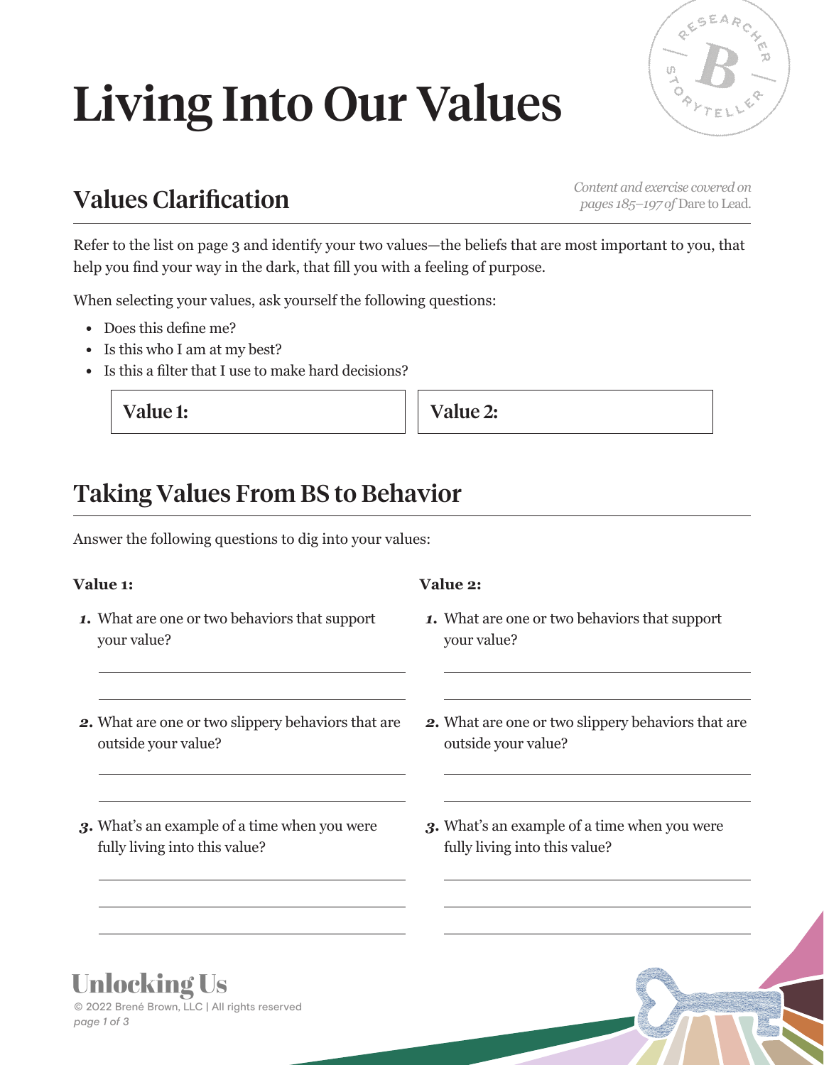# Living Into Our Values

## Values Clarification

*Content and exercise covered on pages 185–197 of* Dare to Lead.

Refer to the list on page 3 and identify your two values—the beliefs that are most important to you, that help you find your way in the dark, that fill you with a feeling of purpose.

When selecting your values, ask yourself the following questions:

- Does this define me?
- Is this who I am at my best?
- Is this a filter that I use to make hard decisions?

| **Value 1:** | **Value 2:** |
|---|---|
| | |

## Taking Values From BS to Behavior

Answer the following questions to dig into your values:

**Value 1:**

1. What are one or two behaviors that support your value?

   \_\_\_\_\_\_\_\_\_\_\_\_\_\_\_\_\_\_\_\_\_\_\_\_\_\_\_\_\_\_

   \_\_\_\_\_\_\_\_\_\_\_\_\_\_\_\_\_\_\_\_\_\_\_\_\_\_\_\_\_\_

2. What are one or two slippery behaviors that are outside your value?

   \_\_\_\_\_\_\_\_\_\_\_\_\_\_\_\_\_\_\_\_\_\_\_\_\_\_\_\_\_\_

   \_\_\_\_\_\_\_\_\_\_\_\_\_\_\_\_\_\_\_\_\_\_\_\_\_\_\_\_\_\_

3. What's an example of a time when you were fully living into this value?

   \_\_\_\_\_\_\_\_\_\_\_\_\_\_\_\_\_\_\_\_\_\_\_\_\_\_\_\_\_\_

   \_\_\_\_\_\_\_\_\_\_\_\_\_\_\_\_\_\_\_\_\_\_\_\_\_\_\_\_\_\_

   \_\_\_\_\_\_\_\_\_\_\_\_\_\_\_\_\_\_\_\_\_\_\_\_\_\_\_\_\_\_

**Value 2:**

1. What are one or two behaviors that support your value?

   \_\_\_\_\_\_\_\_\_\_\_\_\_\_\_\_\_\_\_\_\_\_\_\_\_\_\_\_\_\_

   \_\_\_\_\_\_\_\_\_\_\_\_\_\_\_\_\_\_\_\_\_\_\_\_\_\_\_\_\_\_

2. What are one or two slippery behaviors that are outside your value?

   \_\_\_\_\_\_\_\_\_\_\_\_\_\_\_\_\_\_\_\_\_\_\_\_\_\_\_\_\_\_

   \_\_\_\_\_\_\_\_\_\_\_\_\_\_\_\_\_\_\_\_\_\_\_\_\_\_\_\_\_\_

3. What's an example of a time when you were fully living into this value?

   \_\_\_\_\_\_\_\_\_\_\_\_\_\_\_\_\_\_\_\_\_\_\_\_\_\_\_\_\_\_

   \_\_\_\_\_\_\_\_\_\_\_\_\_\_\_\_\_\_\_\_\_\_\_\_\_\_\_\_\_\_

   \_\_\_\_\_\_\_\_\_\_\_\_\_\_\_\_\_\_\_\_\_\_\_\_\_\_\_\_\_\_

Unlocking Us

© 2022 Brené Brown, LLC | All rights reserved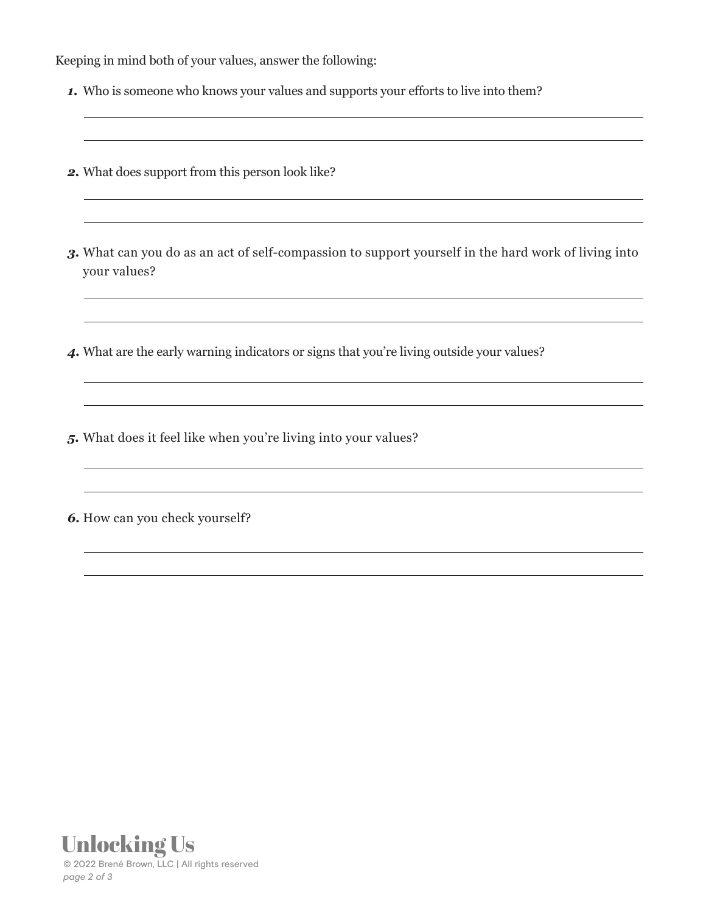Keeping in mind both of your values, answer the following:

1. Who is someone who knows your values and supports your efforts to live into them?

2. What does support from this person look like?

3. What can you do as an act of self-compassion to support yourself in the hard work of living into your values?

4. What are the early warning indicators or signs that you're living outside your values?

5. What does it feel like when you're living into your values?

6. How can you check yourself?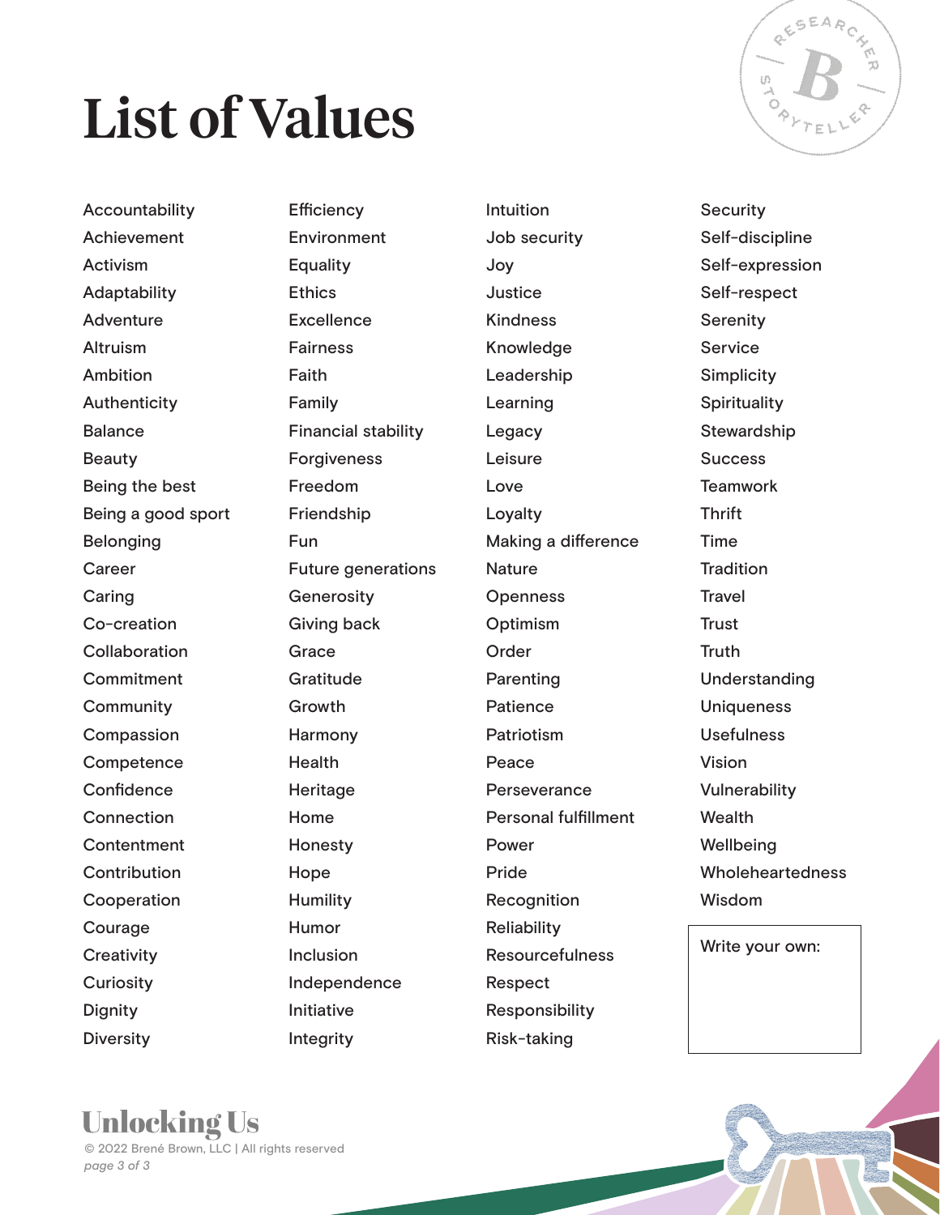# List of Values

- Accountability
- Achievement
- Activism
- Adaptability
- Adventure
- Altruism
- Ambition
- Authenticity
- Balance
- Beauty
- Being the best
- Being a good sport
- Belonging
- Career
- Caring
- Co-creation
- Collaboration
- Commitment
- Community
- Compassion
- Competence
- Confidence
- Connection
- Contentment
- Contribution
- Cooperation
- Courage
- Creativity
- Curiosity
- Dignity
- Diversity
- Efficiency
- Environment
- Equality
- Ethics
- Excellence
- Fairness
- Faith
- Family
- Financial stability
- Forgiveness
- Freedom
- Friendship
- Fun
- Future generations
- Generosity
- Giving back
- Grace
- Gratitude
- Growth
- Harmony
- Health
- Heritage
- Home
- Honesty
- Hope
- Humility
- Humor
- Inclusion
- Independence
- Initiative
- Integrity
- Intuition
- Job security
- Joy
- Justice
- Kindness
- Knowledge
- Leadership
- Learning
- Legacy
- Leisure
- Love
- Loyalty
- Making a difference
- Nature
- Openness
- Optimism
- Order
- Parenting
- Patience
- Patriotism
- Peace
- Perseverance
- Personal fulfillment
- Power
- Pride
- Recognition
- Reliability
- Resourcefulness
- Respect
- Responsibility
- Risk-taking
- Security
- Self-discipline
- Self-expression
- Self-respect
- Serenity
- Service
- Simplicity
- Spirituality
- Stewardship
- Success
- Teamwork
- Thrift
- Time
- Tradition
- Travel
- Trust
- Truth
- Understanding
- Uniqueness
- Usefulness
- Vision
- Vulnerability
- Wealth
- Wellbeing
- Wholeheartedness
- Wisdom

Write your own:

Unlocking Us

© 2022 Brené Brown, LLC | All rights reserved